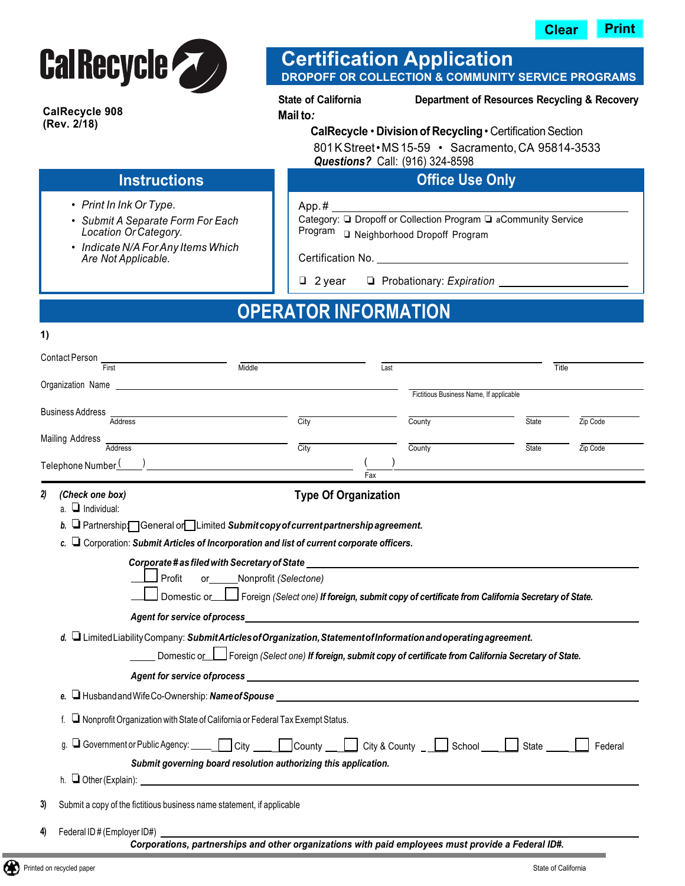Clear Print

CalRecycle

CalRecycle 908
(Rev. 2/18)

# Certification Application

## DROPOFF OR COLLECTION & COMMUNITY SERVICE PROGRAMS

**State of California** **Department of Resources Recycling & Recovery**

**Mail to:**

**CalRecycle • Division of Recycling** • Certification Section
801 K Street • MS 15-59 • Sacramento, CA 95814-3533
***Questions?*** Call: (916) 324-8598

### Instructions

- *Print In Ink Or Type.*
- *Submit A Separate Form For Each Location Or Category.*
- *Indicate N/A For Any Items Which Are Not Applicable.*

### Office Use Only

App. # ______________________________

Category: ❑ Dropoff or Collection Program ❑ aCommunity Service Program ❑ Neighborhood Dropoff Program

Certification No. ______________________________

❑ 2 year ❑ Probationary: *Expiration* ______________________________

## OPERATOR INFORMATION

**1)**

Contact Person ____________ ____________ ____________ ____________
First Middle Last Title

Organization Name ______________________________ ______________________________
Fictitious Business Name, If applicable

Business Address ____________ ____________ ____________ ____________ ____________
Address City County State Zip Code

Mailing Address ____________ ____________ ____________ ____________ ____________
Address City County State Zip Code

Telephone Number ( ) ______________________ ( ) ______________________
Fax

**2)** ***(Check one box)*** **Type Of Organization**

a. ❑ Individual:

***b.*** ❑ Partnership: ☐ General or ☐ Limited ***Submit copy of current partnership agreement.***

***c.*** ❑ Corporation: ***Submit Articles of Incorporation and list of current corporate officers.***

***Corporate # as filed with Secretary of State*** ______________________________

☐ Profit or ______ Nonprofit *(Selectone)*

☐ Domestic or ☐ Foreign *(Select one)* ***If foreign, submit copy of certificate from California Secretary of State.***

***Agent for service of process*** ______________________________

***d.*** ❑ Limited Liability Company: ***Submit Articles of Organization, Statement of Information and operating agreement.***

______ Domestic or ☐ Foreign *(Select one)* ***If foreign, submit copy of certificate from California Secretary of State.***

***Agent for service of process*** ______________________________

***e.*** ❑ Husband and Wife Co-Ownership: ***Name of Spouse*** ______________________________

f. ❑ Nonprofit Organization with State of California or Federal Tax Exempt Status.

g. ❑ Government or Public Agency: ☐ City ☐ County ☐ City & County ☐ School ☐ State ☐ Federal

***Submit governing board resolution authorizing this application.***

h. ❑ Other (Explain): ______________________________

**3)** Submit a copy of the fictitious business name statement, if applicable

**4)** Federal ID # (Employer ID#) ______________________________

***Corporations, partnerships and other organizations with paid employees must provide a Federal ID#.***

Printed on recycled paper State of California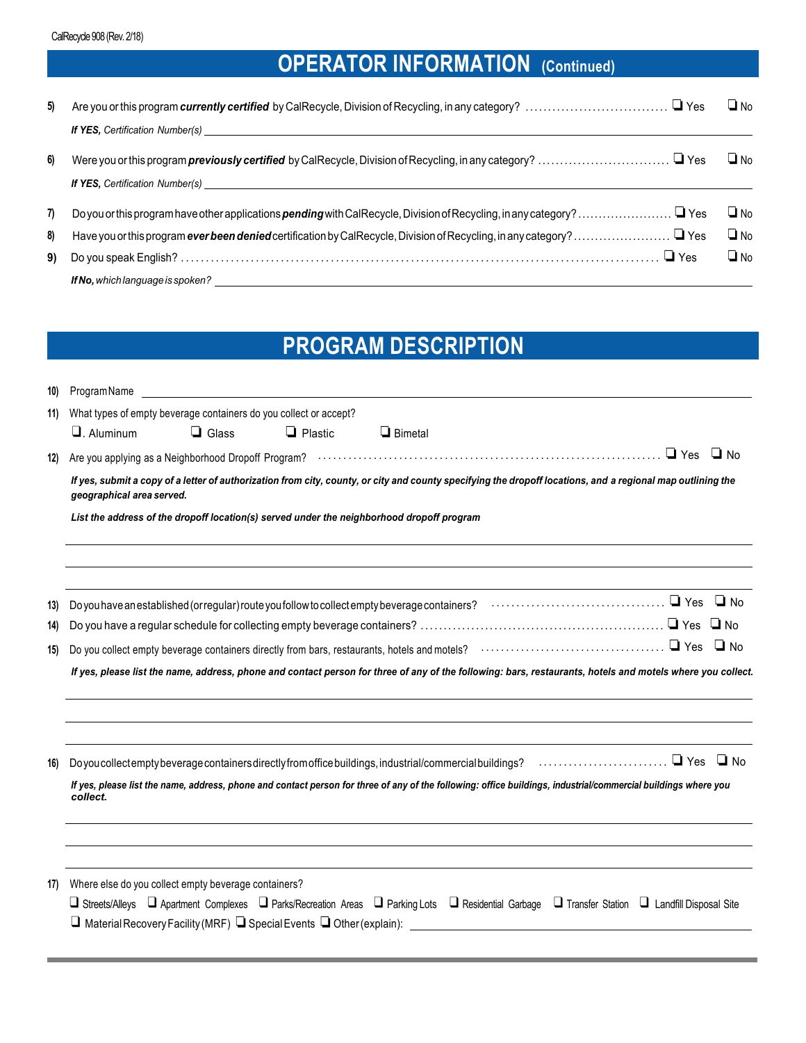## OPERATOR INFORMATION (Continued)

5) Are you or this program ***currently certified*** by CalRecycle, Division of Recycling, in any category? ❑ Yes ❑ No

***If YES,*** *Certification Number(s)* ______________________________

6) Were you or this program ***previously certified*** by CalRecycle, Division of Recycling, in any category? ❑ Yes ❑ No

***If YES,*** *Certification Number(s)* ______________________________

7) Do you or this program have other applications ***pending*** with CalRecycle, Division of Recycling, in any category? ❑ Yes ❑ No

8) Have you or this program ***ever been denied*** certification by CalRecycle, Division of Recycling, in any category? ❑ Yes ❑ No

9) Do you speak English? ❑ Yes ❑ No

***If No,*** *which language is spoken?* ______________________________

## PROGRAM DESCRIPTION

10) Program Name ______________________________

11) What types of empty beverage containers do you collect or accept?

❑. Aluminum ❑ Glass ❑ Plastic ❑ Bimetal

12) Are you applying as a Neighborhood Dropoff Program? ❑ Yes ❑ No

***If yes, submit a copy of a letter of authorization from city, county, or city and county specifying the dropoff locations, and a regional map outlining the geographical area served.***

***List the address of the dropoff location(s) served under the neighborhood dropoff program***

______________________________

______________________________

______________________________

13) Do you have an established (or regular) route you follow to collect empty beverage containers? ❑ Yes ❑ No

14) Do you have a regular schedule for collecting empty beverage containers? ❑ Yes ❑ No

15) Do you collect empty beverage containers directly from bars, restaurants, hotels and motels? ❑ Yes ❑ No

***If yes, please list the name, address, phone and contact person for three of any of the following: bars, restaurants, hotels and motels where you collect.***

______________________________

______________________________

______________________________

16) Do you collect empty beverage containers directly from office buildings, industrial/commercial buildings? ❑ Yes ❑ No

***If yes, please list the name, address, phone and contact person for three of any of the following: office buildings, industrial/commercial buildings where you collect.***

______________________________

______________________________

______________________________

17) Where else do you collect empty beverage containers?

❑ Streets/Alleys ❑ Apartment Complexes ❑ Parks/Recreation Areas ❑ Parking Lots ❑ Residential Garbage ❑ Transfer Station ❑ Landfill Disposal Site

❑ Material Recovery Facility (MRF) ❑ Special Events ❑ Other (explain): ______________________________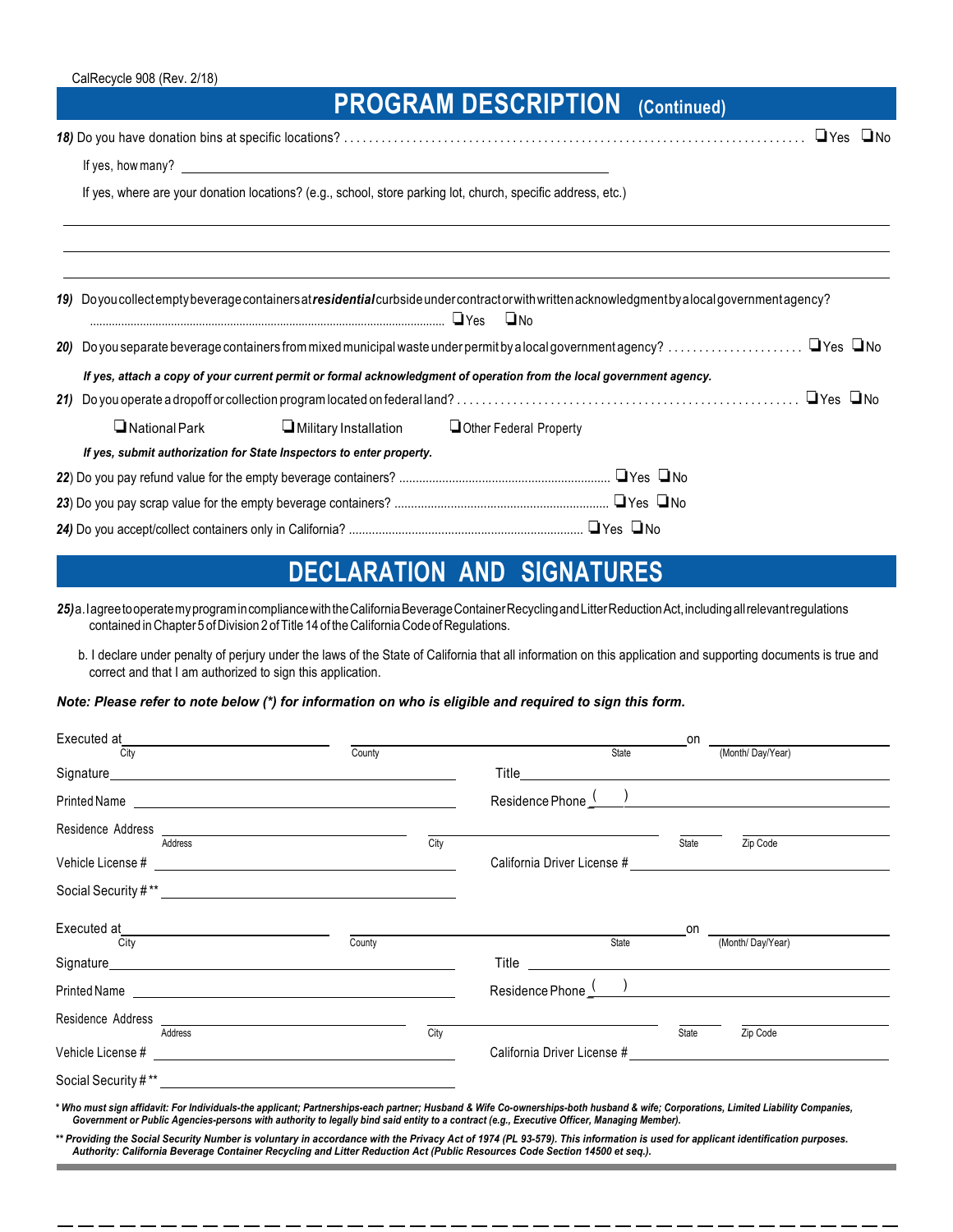CalRecycle 908 (Rev. 2/18)

# PROGRAM DESCRIPTION (Continued)

***18)*** Do you have donation bins at specific locations? ❑Yes ❑No

If yes, how many? ____________________

If yes, where are your donation locations? (e.g., school, store parking lot, church, specific address, etc.)

______________________________________________

______________________________________________

______________________________________________

***19)*** Do you collect empty beverage containers at ***residential*** curbside under contract or with written acknowledgment by a local government agency? ❑Yes ❑No

***20)*** Do you separate beverage containers from mixed municipal waste under permit by a local government agency? ❑Yes ❑No

***If yes, attach a copy of your current permit or formal acknowledgment of operation from the local government agency.***

***21)*** Do you operate a dropoff or collection program located on federal land? ❑Yes ❑No

❑National Park ❑Military Installation ❑Other Federal Property

***If yes, submit authorization for State Inspectors to enter property.***

***22)*** Do you pay refund value for the empty beverage containers? ❑Yes ❑No

***23)*** Do you pay scrap value for the empty beverage containers? ❑Yes ❑No

***24)*** Do you accept/collect containers only in California? ❑Yes ❑No

# DECLARATION AND SIGNATURES

***25)*** a. I agree to operate my program in compliance with the California Beverage Container Recycling and Litter Reduction Act, including all relevant regulations contained in Chapter 5 of Division 2 of Title 14 of the California Code of Regulations.

b. I declare under penalty of perjury under the laws of the State of California that all information on this application and supporting documents is true and correct and that I am authorized to sign this application.

***Note: Please refer to note below (\*) for information on who is eligible and required to sign this form.***

Executed at ____________ (City) ____________ (County) ____________ (State) on ____________ (Month/ Day/Year)

Signature ____________________ Title ____________________

Printed Name ____________________ Residence Phone (   ) ____________________

Residence Address ____________ (Address) ____________ (City) ________ (State) ________ (Zip Code)

Vehicle License # ____________________ California Driver License # ____________________

Social Security # ** ____________________

Executed at ____________ (City) ____________ (County) ____________ (State) on ____________ (Month/ Day/Year)

Signature ____________________ Title ____________________

Printed Name ____________________ Residence Phone (   ) ____________________

Residence Address ____________ (Address) ____________ (City) ________ (State) ________ (Zip Code)

Vehicle License # ____________________ California Driver License # ____________________

Social Security # ** ____________________

****** Who must sign affidavit: For Individuals-the applicant; Partnerships-each partner; Husband & Wife Co-ownerships-both husband & wife; Corporations, Limited Liability Companies, Government or Public Agencies-persons with authority to legally bind said entity to a contract (e.g., Executive Officer, Managing Member).*

***\*\* Providing the Social Security Number is voluntary in accordance with the Privacy Act of 1974 (PL 93-579). This information is used for applicant identification purposes. Authority: California Beverage Container Recycling and Litter Reduction Act (Public Resources Code Section 14500 et seq.).***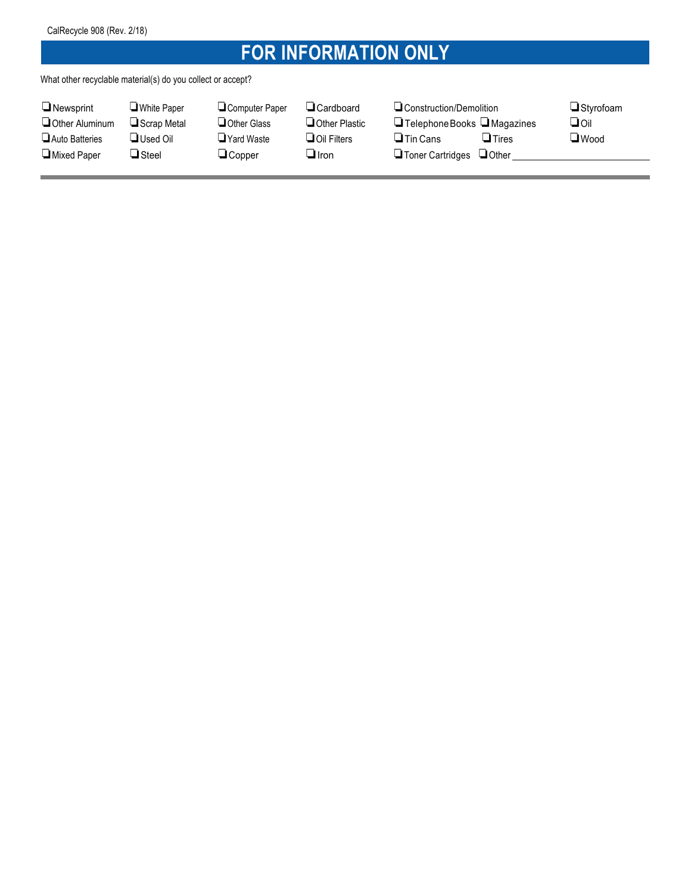## FOR INFORMATION ONLY

What other recyclable material(s) do you collect or accept?

| | | | | | | |
|---|---|---|---|---|---|---|
| ❑ Newsprint | ❑ White Paper | ❑ Computer Paper | ❑ Cardboard | ❑ Construction/Demolition | | ❑ Styrofoam |
| ❑ Other Aluminum | ❑ Scrap Metal | ❑ Other Glass | ❑ Other Plastic | ❑ Telephone Books | ❑ Magazines | ❑ Oil |
| ❑ Auto Batteries | ❑ Used Oil | ❑ Yard Waste | ❑ Oil Filters | ❑ Tin Cans | ❑ Tires | ❑ Wood |
| ❑ Mixed Paper | ❑ Steel | ❑ Copper | ❑ Iron | ❑ Toner Cartridges | ❑ Other ______________________ | |